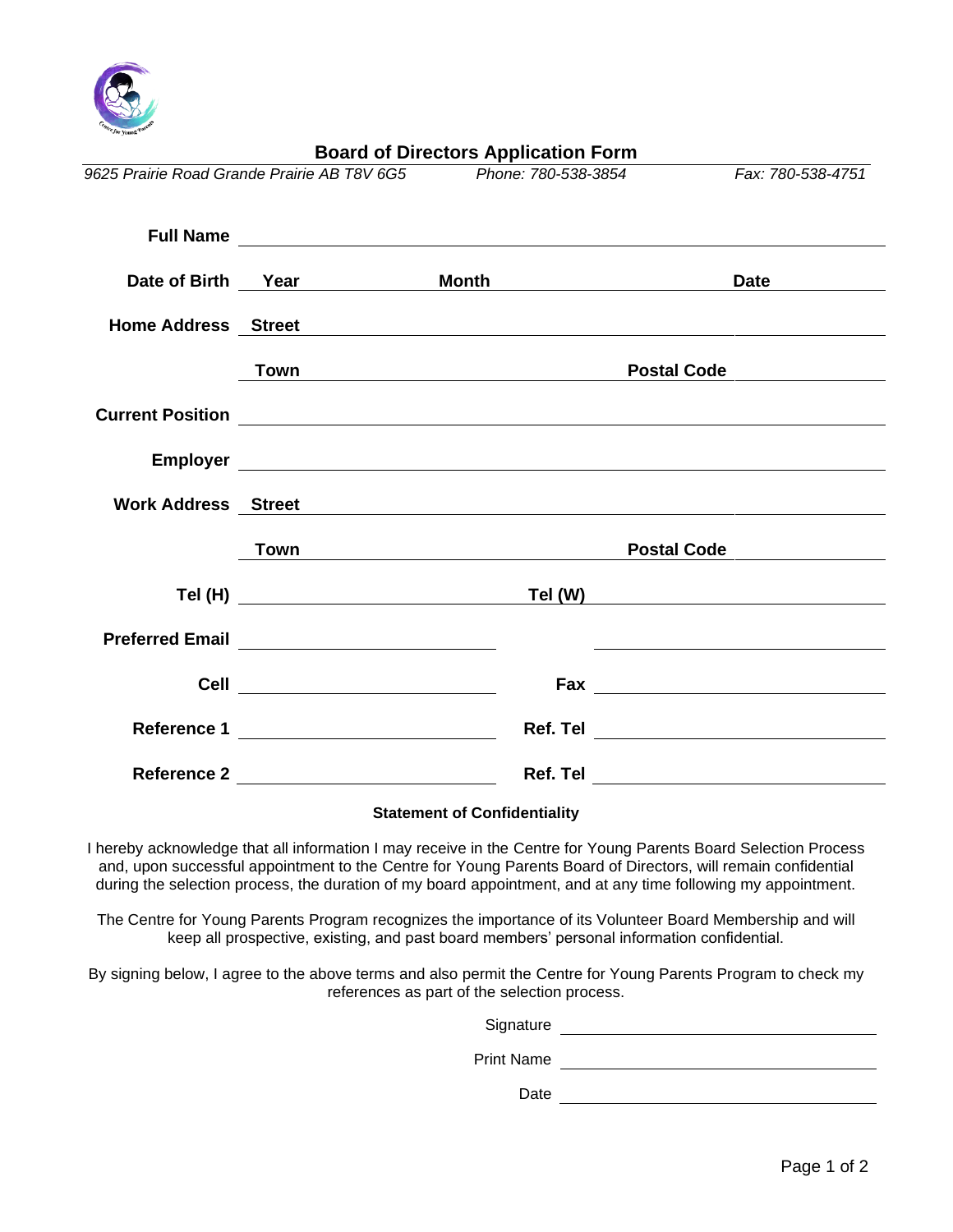# Board of Directors Application Form

*9625 Prairie Road Grande Prairie AB T8V 6G5* *Phone: 780-538-3854* *Fax: 780-538-4751*

**Full Name** ______________________________

**Date of Birth** **Year** ________ **Month** ________ **Date** ________

**Home Address** **Street** ______________________________

**Town** ________________ **Postal Code** ________

**Current Position** ______________________________

**Employer** ______________________________

**Work Address** **Street** ______________________________

**Town** ________________ **Postal Code** ________

**Tel (H)** ________________ **Tel (W)** ________________

**Preferred Email** ________________ ________________

**Cell** ________________ **Fax** ________________

**Reference 1** ________________ **Ref. Tel** ________________

**Reference 2** ________________ **Ref. Tel** ________________

**Statement of Confidentiality**

I hereby acknowledge that all information I may receive in the Centre for Young Parents Board Selection Process and, upon successful appointment to the Centre for Young Parents Board of Directors, will remain confidential during the selection process, the duration of my board appointment, and at any time following my appointment.

The Centre for Young Parents Program recognizes the importance of its Volunteer Board Membership and will keep all prospective, existing, and past board members' personal information confidential.

By signing below, I agree to the above terms and also permit the Centre for Young Parents Program to check my references as part of the selection process.

Signature ______________________________

Print Name ______________________________

Date ______________________________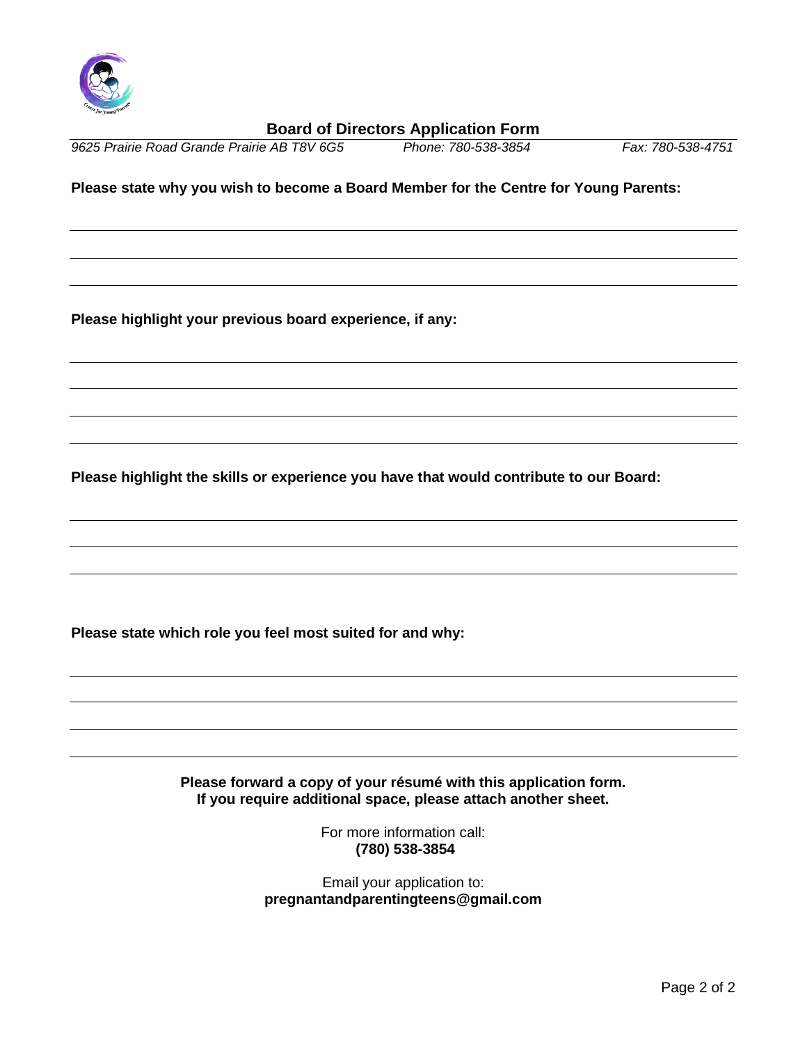## Board of Directors Application Form

*9625 Prairie Road Grande Prairie AB T8V 6G5* *Phone: 780-538-3854* *Fax: 780-538-4751*

**Please state why you wish to become a Board Member for the Centre for Young Parents:**

**Please highlight your previous board experience, if any:**

**Please highlight the skills or experience you have that would contribute to our Board:**

**Please state which role you feel most suited for and why:**

**Please forward a copy of your résumé with this application form.**
**If you require additional space, please attach another sheet.**

For more information call:
**(780) 538-3854**

Email your application to:
**pregnantandparentingteens@gmail.com**